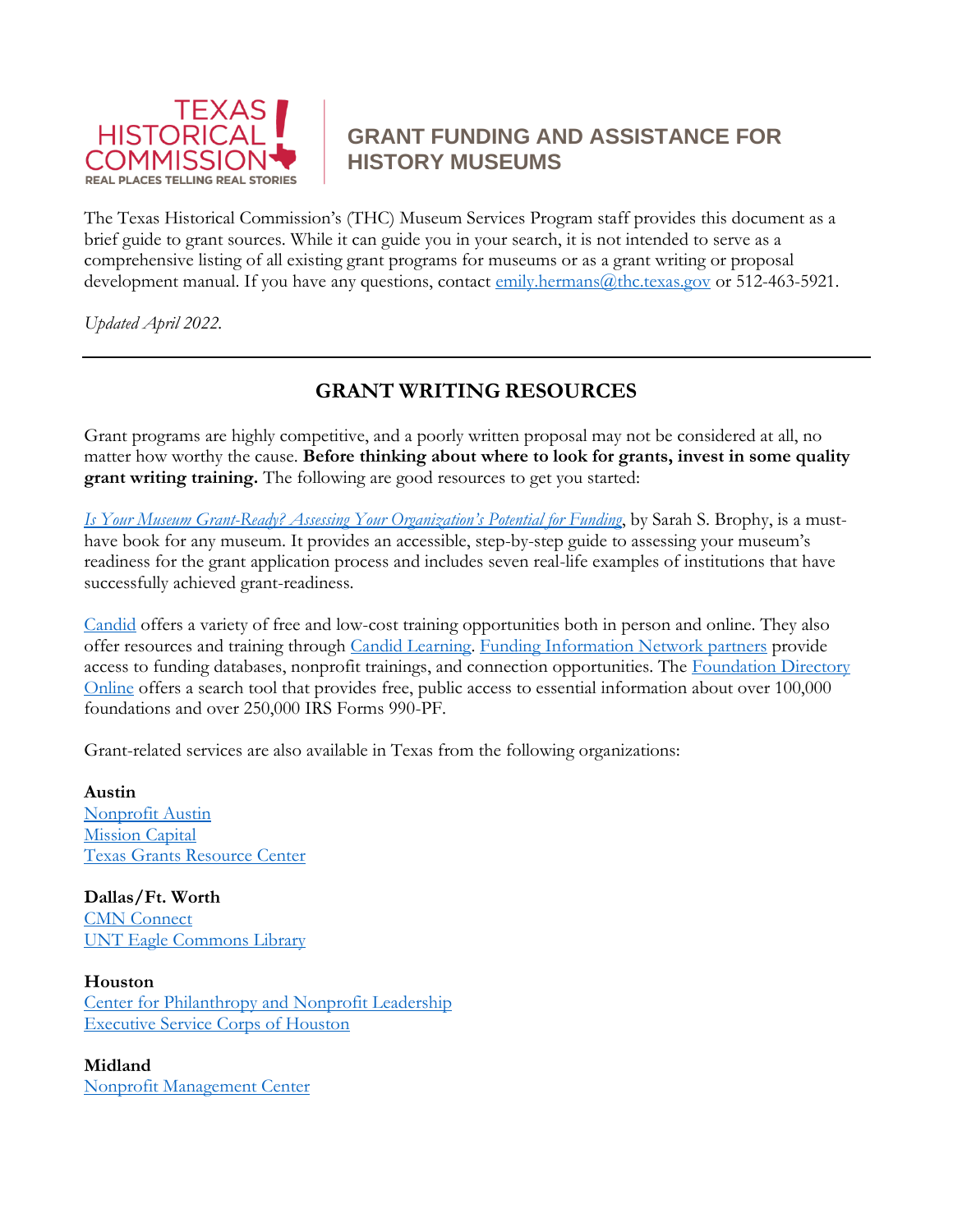# GRANT FUNDING AND ASSISTANCE FOR HISTORY MUSEUMS

The Texas Historical Commission's (THC) Museum Services Program staff provides this document as a brief guide to grant sources. While it can guide you in your search, it is not intended to serve as a comprehensive listing of all existing grant programs for museums or as a grant writing or proposal development manual. If you have any questions, contact emily.hermans@thc.texas.gov or 512-463-5921.

*Updated April 2022.*

---

## GRANT WRITING RESOURCES

Grant programs are highly competitive, and a poorly written proposal may not be considered at all, no matter how worthy the cause. **Before thinking about where to look for grants, invest in some quality grant writing training.** The following are good resources to get you started:

*Is Your Museum Grant-Ready? Assessing Your Organization's Potential for Funding*, by Sarah S. Brophy, is a must-have book for any museum. It provides an accessible, step-by-step guide to assessing your museum's readiness for the grant application process and includes seven real-life examples of institutions that have successfully achieved grant-readiness.

Candid offers a variety of free and low-cost training opportunities both in person and online. They also offer resources and training through Candid Learning. Funding Information Network partners provide access to funding databases, nonprofit trainings, and connection opportunities. The Foundation Directory Online offers a search tool that provides free, public access to essential information about over 100,000 foundations and over 250,000 IRS Forms 990-PF.

Grant-related services are also available in Texas from the following organizations:

**Austin**
Nonprofit Austin
Mission Capital
Texas Grants Resource Center

**Dallas/Ft. Worth**
CMN Connect
UNT Eagle Commons Library

**Houston**
Center for Philanthropy and Nonprofit Leadership
Executive Service Corps of Houston

**Midland**
Nonprofit Management Center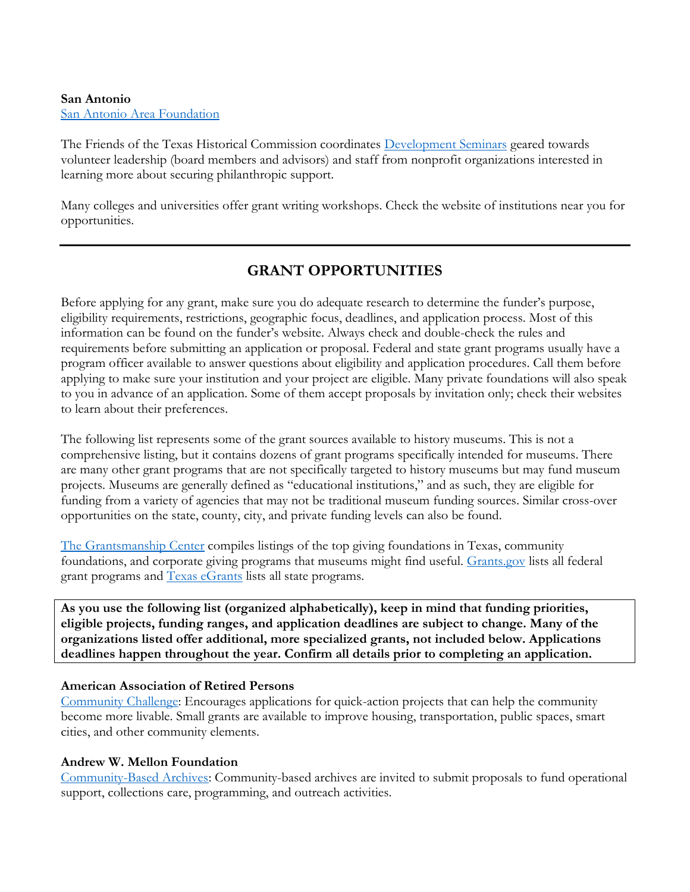**San Antonio**
San Antonio Area Foundation

The Friends of the Texas Historical Commission coordinates Development Seminars geared towards volunteer leadership (board members and advisors) and staff from nonprofit organizations interested in learning more about securing philanthropic support.

Many colleges and universities offer grant writing workshops. Check the website of institutions near you for opportunities.

---

## GRANT OPPORTUNITIES

Before applying for any grant, make sure you do adequate research to determine the funder's purpose, eligibility requirements, restrictions, geographic focus, deadlines, and application process. Most of this information can be found on the funder's website. Always check and double-check the rules and requirements before submitting an application or proposal. Federal and state grant programs usually have a program officer available to answer questions about eligibility and application procedures. Call them before applying to make sure your institution and your project are eligible. Many private foundations will also speak to you in advance of an application. Some of them accept proposals by invitation only; check their websites to learn about their preferences.

The following list represents some of the grant sources available to history museums. This is not a comprehensive listing, but it contains dozens of grant programs specifically intended for museums. There are many other grant programs that are not specifically targeted to history museums but may fund museum projects. Museums are generally defined as "educational institutions," and as such, they are eligible for funding from a variety of agencies that may not be traditional museum funding sources. Similar cross-over opportunities on the state, county, city, and private funding levels can also be found.

The Grantsmanship Center compiles listings of the top giving foundations in Texas, community foundations, and corporate giving programs that museums might find useful. Grants.gov lists all federal grant programs and Texas eGrants lists all state programs.

**As you use the following list (organized alphabetically), keep in mind that funding priorities, eligible projects, funding ranges, and application deadlines are subject to change. Many of the organizations listed offer additional, more specialized grants, not included below. Applications deadlines happen throughout the year. Confirm all details prior to completing an application.**

**American Association of Retired Persons**
Community Challenge: Encourages applications for quick-action projects that can help the community become more livable. Small grants are available to improve housing, transportation, public spaces, smart cities, and other community elements.

**Andrew W. Mellon Foundation**
Community-Based Archives: Community-based archives are invited to submit proposals to fund operational support, collections care, programming, and outreach activities.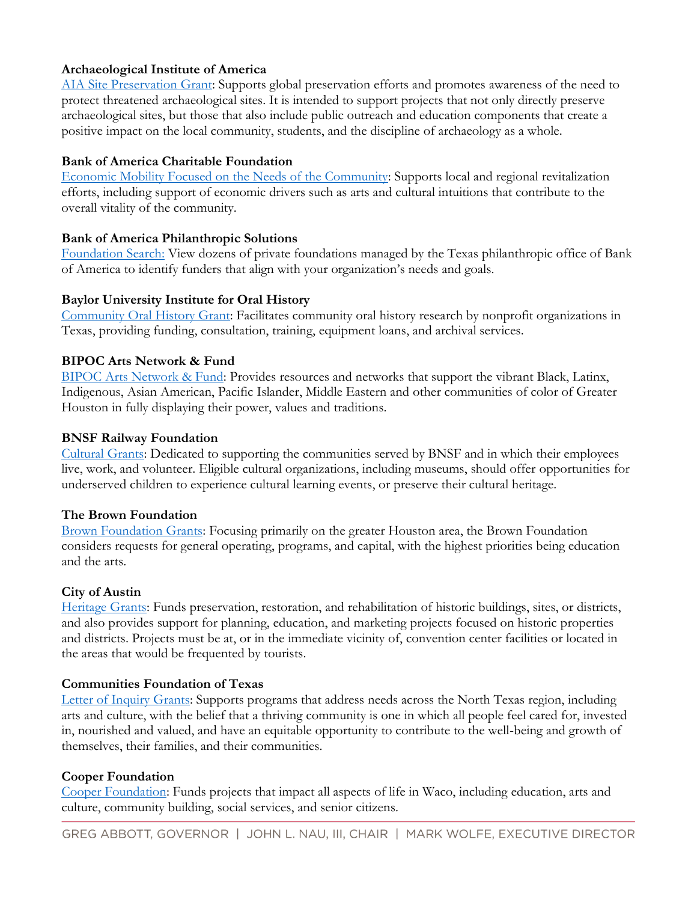**Archaeological Institute of America**
AIA Site Preservation Grant: Supports global preservation efforts and promotes awareness of the need to protect threatened archaeological sites. It is intended to support projects that not only directly preserve archaeological sites, but those that also include public outreach and education components that create a positive impact on the local community, students, and the discipline of archaeology as a whole.

**Bank of America Charitable Foundation**
Economic Mobility Focused on the Needs of the Community: Supports local and regional revitalization efforts, including support of economic drivers such as arts and cultural intuitions that contribute to the overall vitality of the community.

**Bank of America Philanthropic Solutions**
Foundation Search: View dozens of private foundations managed by the Texas philanthropic office of Bank of America to identify funders that align with your organization's needs and goals.

**Baylor University Institute for Oral History**
Community Oral History Grant: Facilitates community oral history research by nonprofit organizations in Texas, providing funding, consultation, training, equipment loans, and archival services.

**BIPOC Arts Network & Fund**
BIPOC Arts Network & Fund: Provides resources and networks that support the vibrant Black, Latinx, Indigenous, Asian American, Pacific Islander, Middle Eastern and other communities of color of Greater Houston in fully displaying their power, values and traditions.

**BNSF Railway Foundation**
Cultural Grants: Dedicated to supporting the communities served by BNSF and in which their employees live, work, and volunteer. Eligible cultural organizations, including museums, should offer opportunities for underserved children to experience cultural learning events, or preserve their cultural heritage.

**The Brown Foundation**
Brown Foundation Grants: Focusing primarily on the greater Houston area, the Brown Foundation considers requests for general operating, programs, and capital, with the highest priorities being education and the arts.

**City of Austin**
Heritage Grants: Funds preservation, restoration, and rehabilitation of historic buildings, sites, or districts, and also provides support for planning, education, and marketing projects focused on historic properties and districts. Projects must be at, or in the immediate vicinity of, convention center facilities or located in the areas that would be frequented by tourists.

**Communities Foundation of Texas**
Letter of Inquiry Grants: Supports programs that address needs across the North Texas region, including arts and culture, with the belief that a thriving community is one in which all people feel cared for, invested in, nourished and valued, and have an equitable opportunity to contribute to the well-being and growth of themselves, their families, and their communities.

**Cooper Foundation**
Cooper Foundation: Funds projects that impact all aspects of life in Waco, including education, arts and culture, community building, social services, and senior citizens.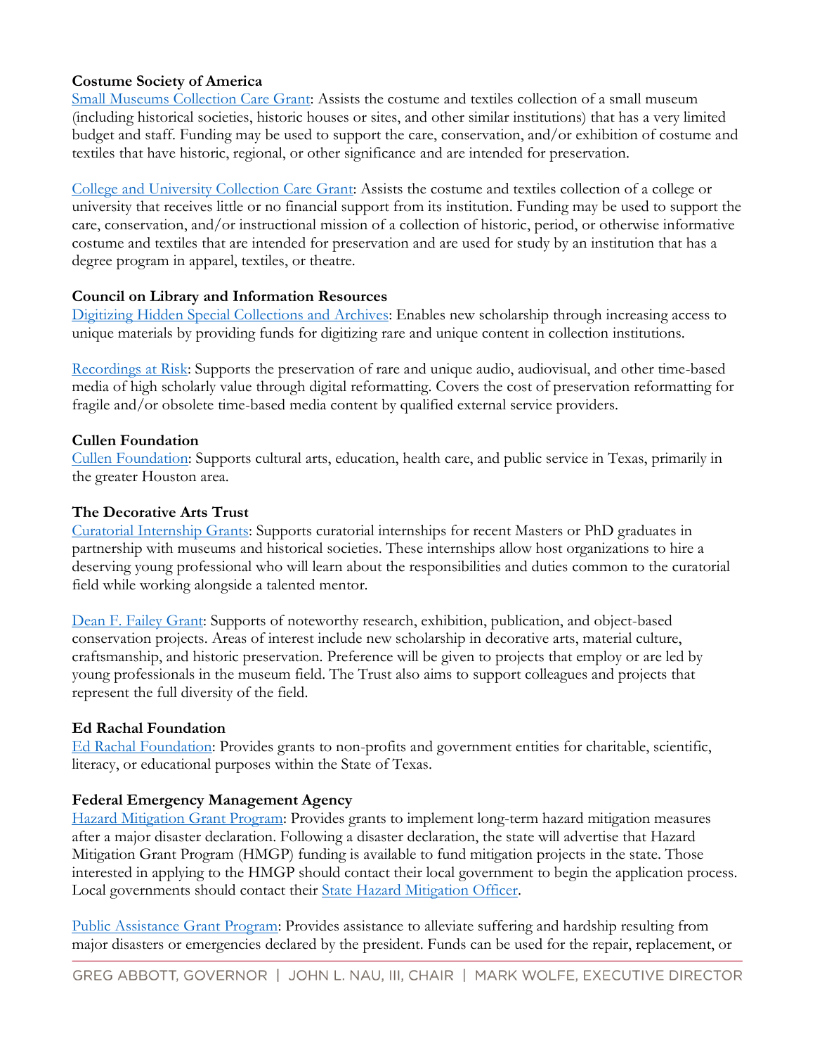**Costume Society of America**

Small Museums Collection Care Grant: Assists the costume and textiles collection of a small museum (including historical societies, historic houses or sites, and other similar institutions) that has a very limited budget and staff. Funding may be used to support the care, conservation, and/or exhibition of costume and textiles that have historic, regional, or other significance and are intended for preservation.

College and University Collection Care Grant: Assists the costume and textiles collection of a college or university that receives little or no financial support from its institution. Funding may be used to support the care, conservation, and/or instructional mission of a collection of historic, period, or otherwise informative costume and textiles that are intended for preservation and are used for study by an institution that has a degree program in apparel, textiles, or theatre.

**Council on Library and Information Resources**

Digitizing Hidden Special Collections and Archives: Enables new scholarship through increasing access to unique materials by providing funds for digitizing rare and unique content in collection institutions.

Recordings at Risk: Supports the preservation of rare and unique audio, audiovisual, and other time-based media of high scholarly value through digital reformatting. Covers the cost of preservation reformatting for fragile and/or obsolete time-based media content by qualified external service providers.

**Cullen Foundation**

Cullen Foundation: Supports cultural arts, education, health care, and public service in Texas, primarily in the greater Houston area.

**The Decorative Arts Trust**

Curatorial Internship Grants: Supports curatorial internships for recent Masters or PhD graduates in partnership with museums and historical societies. These internships allow host organizations to hire a deserving young professional who will learn about the responsibilities and duties common to the curatorial field while working alongside a talented mentor.

Dean F. Failey Grant: Supports of noteworthy research, exhibition, publication, and object-based conservation projects. Areas of interest include new scholarship in decorative arts, material culture, craftsmanship, and historic preservation. Preference will be given to projects that employ or are led by young professionals in the museum field. The Trust also aims to support colleagues and projects that represent the full diversity of the field.

**Ed Rachal Foundation**

Ed Rachal Foundation: Provides grants to non-profits and government entities for charitable, scientific, literacy, or educational purposes within the State of Texas.

**Federal Emergency Management Agency**

Hazard Mitigation Grant Program: Provides grants to implement long-term hazard mitigation measures after a major disaster declaration. Following a disaster declaration, the state will advertise that Hazard Mitigation Grant Program (HMGP) funding is available to fund mitigation projects in the state. Those interested in applying to the HMGP should contact their local government to begin the application process. Local governments should contact their State Hazard Mitigation Officer.

Public Assistance Grant Program: Provides assistance to alleviate suffering and hardship resulting from major disasters or emergencies declared by the president. Funds can be used for the repair, replacement, or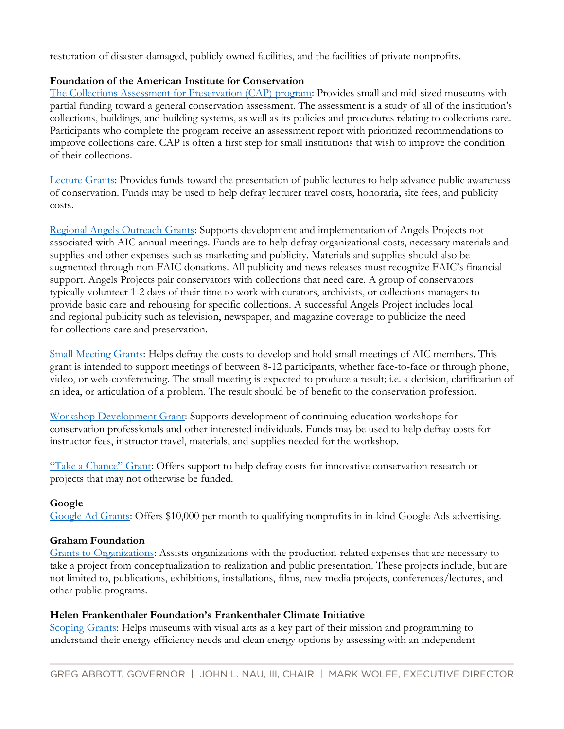restoration of disaster-damaged, publicly owned facilities, and the facilities of private nonprofits.

**Foundation of the American Institute for Conservation**

The Collections Assessment for Preservation (CAP) program: Provides small and mid-sized museums with partial funding toward a general conservation assessment. The assessment is a study of all of the institution's collections, buildings, and building systems, as well as its policies and procedures relating to collections care. Participants who complete the program receive an assessment report with prioritized recommendations to improve collections care. CAP is often a first step for small institutions that wish to improve the condition of their collections.

Lecture Grants: Provides funds toward the presentation of public lectures to help advance public awareness of conservation. Funds may be used to help defray lecturer travel costs, honoraria, site fees, and publicity costs.

Regional Angels Outreach Grants: Supports development and implementation of Angels Projects not associated with AIC annual meetings. Funds are to help defray organizational costs, necessary materials and supplies and other expenses such as marketing and publicity. Materials and supplies should also be augmented through non-FAIC donations. All publicity and news releases must recognize FAIC's financial support. Angels Projects pair conservators with collections that need care. A group of conservators typically volunteer 1-2 days of their time to work with curators, archivists, or collections managers to provide basic care and rehousing for specific collections. A successful Angels Project includes local and regional publicity such as television, newspaper, and magazine coverage to publicize the need for collections care and preservation.

Small Meeting Grants: Helps defray the costs to develop and hold small meetings of AIC members. This grant is intended to support meetings of between 8-12 participants, whether face-to-face or through phone, video, or web-conferencing. The small meeting is expected to produce a result; i.e. a decision, clarification of an idea, or articulation of a problem. The result should be of benefit to the conservation profession.

Workshop Development Grant: Supports development of continuing education workshops for conservation professionals and other interested individuals. Funds may be used to help defray costs for instructor fees, instructor travel, materials, and supplies needed for the workshop.

"Take a Chance" Grant: Offers support to help defray costs for innovative conservation research or projects that may not otherwise be funded.

**Google**

Google Ad Grants: Offers $10,000 per month to qualifying nonprofits in in-kind Google Ads advertising.

**Graham Foundation**

Grants to Organizations: Assists organizations with the production-related expenses that are necessary to take a project from conceptualization to realization and public presentation. These projects include, but are not limited to, publications, exhibitions, installations, films, new media projects, conferences/lectures, and other public programs.

**Helen Frankenthaler Foundation's Frankenthaler Climate Initiative**

Scoping Grants: Helps museums with visual arts as a key part of their mission and programming to understand their energy efficiency needs and clean energy options by assessing with an independent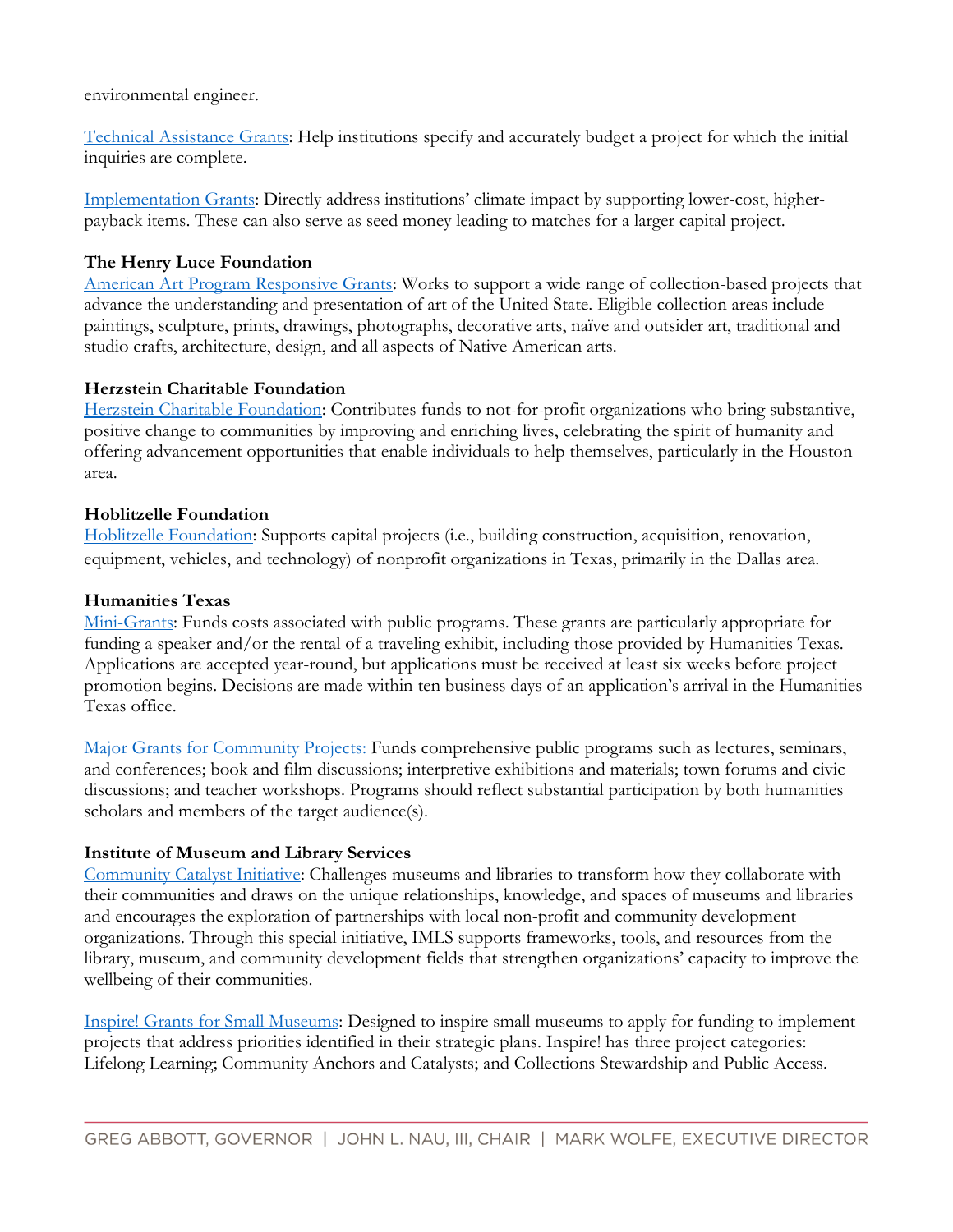environmental engineer.

Technical Assistance Grants: Help institutions specify and accurately budget a project for which the initial inquiries are complete.

Implementation Grants: Directly address institutions' climate impact by supporting lower-cost, higher-payback items. These can also serve as seed money leading to matches for a larger capital project.

**The Henry Luce Foundation**
American Art Program Responsive Grants: Works to support a wide range of collection-based projects that advance the understanding and presentation of art of the United State. Eligible collection areas include paintings, sculpture, prints, drawings, photographs, decorative arts, naïve and outsider art, traditional and studio crafts, architecture, design, and all aspects of Native American arts.

**Herzstein Charitable Foundation**
Herzstein Charitable Foundation: Contributes funds to not-for-profit organizations who bring substantive, positive change to communities by improving and enriching lives, celebrating the spirit of humanity and offering advancement opportunities that enable individuals to help themselves, particularly in the Houston area.

**Hoblitzelle Foundation**
Hoblitzelle Foundation: Supports capital projects (i.e., building construction, acquisition, renovation, equipment, vehicles, and technology) of nonprofit organizations in Texas, primarily in the Dallas area.

**Humanities Texas**
Mini-Grants: Funds costs associated with public programs. These grants are particularly appropriate for funding a speaker and/or the rental of a traveling exhibit, including those provided by Humanities Texas. Applications are accepted year-round, but applications must be received at least six weeks before project promotion begins. Decisions are made within ten business days of an application's arrival in the Humanities Texas office.

Major Grants for Community Projects: Funds comprehensive public programs such as lectures, seminars, and conferences; book and film discussions; interpretive exhibitions and materials; town forums and civic discussions; and teacher workshops. Programs should reflect substantial participation by both humanities scholars and members of the target audience(s).

**Institute of Museum and Library Services**
Community Catalyst Initiative: Challenges museums and libraries to transform how they collaborate with their communities and draws on the unique relationships, knowledge, and spaces of museums and libraries and encourages the exploration of partnerships with local non-profit and community development organizations. Through this special initiative, IMLS supports frameworks, tools, and resources from the library, museum, and community development fields that strengthen organizations' capacity to improve the wellbeing of their communities.

Inspire! Grants for Small Museums: Designed to inspire small museums to apply for funding to implement projects that address priorities identified in their strategic plans. Inspire! has three project categories: Lifelong Learning; Community Anchors and Catalysts; and Collections Stewardship and Public Access.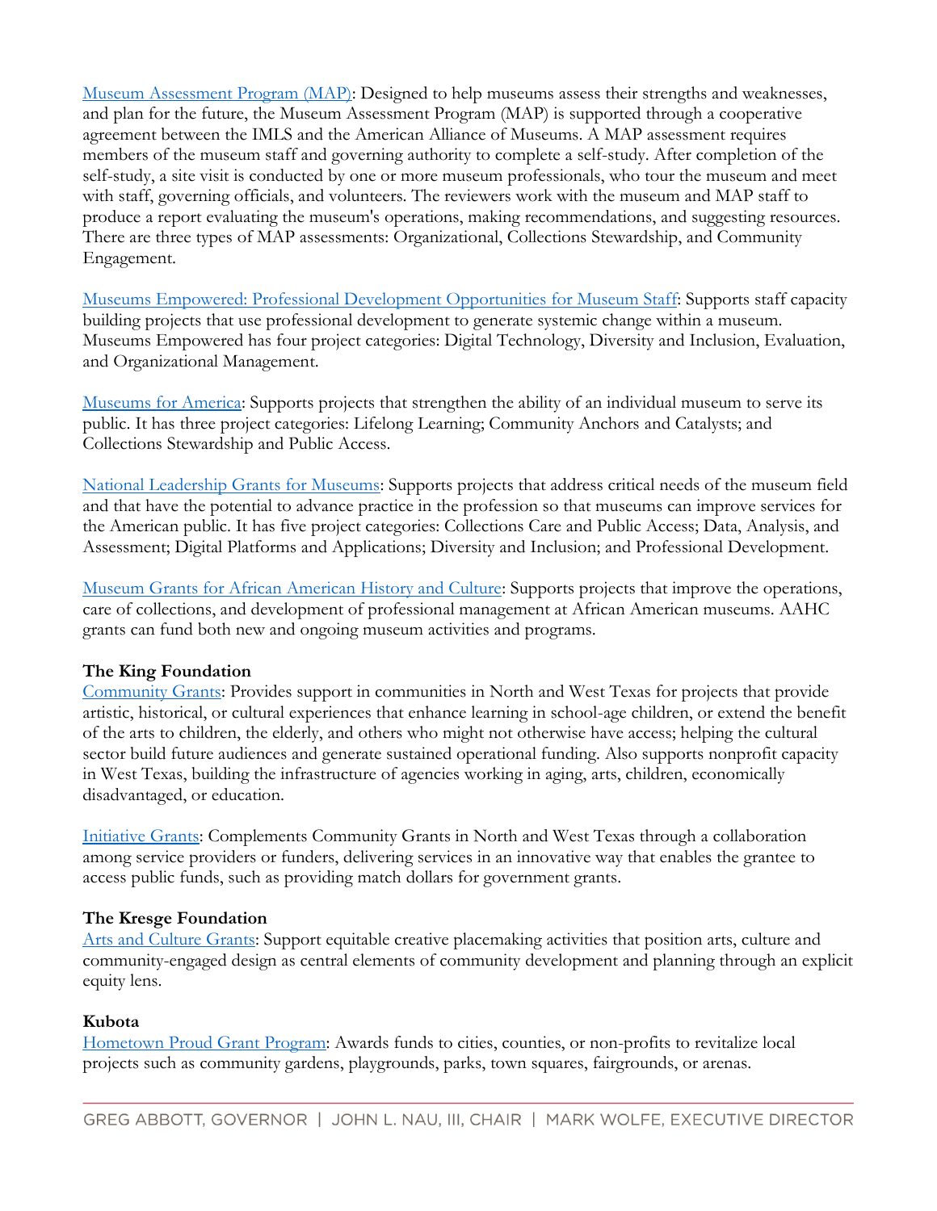Museum Assessment Program (MAP): Designed to help museums assess their strengths and weaknesses, and plan for the future, the Museum Assessment Program (MAP) is supported through a cooperative agreement between the IMLS and the American Alliance of Museums. A MAP assessment requires members of the museum staff and governing authority to complete a self-study. After completion of the self-study, a site visit is conducted by one or more museum professionals, who tour the museum and meet with staff, governing officials, and volunteers. The reviewers work with the museum and MAP staff to produce a report evaluating the museum's operations, making recommendations, and suggesting resources. There are three types of MAP assessments: Organizational, Collections Stewardship, and Community Engagement.

Museums Empowered: Professional Development Opportunities for Museum Staff: Supports staff capacity building projects that use professional development to generate systemic change within a museum. Museums Empowered has four project categories: Digital Technology, Diversity and Inclusion, Evaluation, and Organizational Management.

Museums for America: Supports projects that strengthen the ability of an individual museum to serve its public. It has three project categories: Lifelong Learning; Community Anchors and Catalysts; and Collections Stewardship and Public Access.

National Leadership Grants for Museums: Supports projects that address critical needs of the museum field and that have the potential to advance practice in the profession so that museums can improve services for the American public. It has five project categories: Collections Care and Public Access; Data, Analysis, and Assessment; Digital Platforms and Applications; Diversity and Inclusion; and Professional Development.

Museum Grants for African American History and Culture: Supports projects that improve the operations, care of collections, and development of professional management at African American museums. AAHC grants can fund both new and ongoing museum activities and programs.

**The King Foundation**

Community Grants: Provides support in communities in North and West Texas for projects that provide artistic, historical, or cultural experiences that enhance learning in school-age children, or extend the benefit of the arts to children, the elderly, and others who might not otherwise have access; helping the cultural sector build future audiences and generate sustained operational funding. Also supports nonprofit capacity in West Texas, building the infrastructure of agencies working in aging, arts, children, economically disadvantaged, or education.

Initiative Grants: Complements Community Grants in North and West Texas through a collaboration among service providers or funders, delivering services in an innovative way that enables the grantee to access public funds, such as providing match dollars for government grants.

**The Kresge Foundation**

Arts and Culture Grants: Support equitable creative placemaking activities that position arts, culture and community-engaged design as central elements of community development and planning through an explicit equity lens.

**Kubota**

Hometown Proud Grant Program: Awards funds to cities, counties, or non-profits to revitalize local projects such as community gardens, playgrounds, parks, town squares, fairgrounds, or arenas.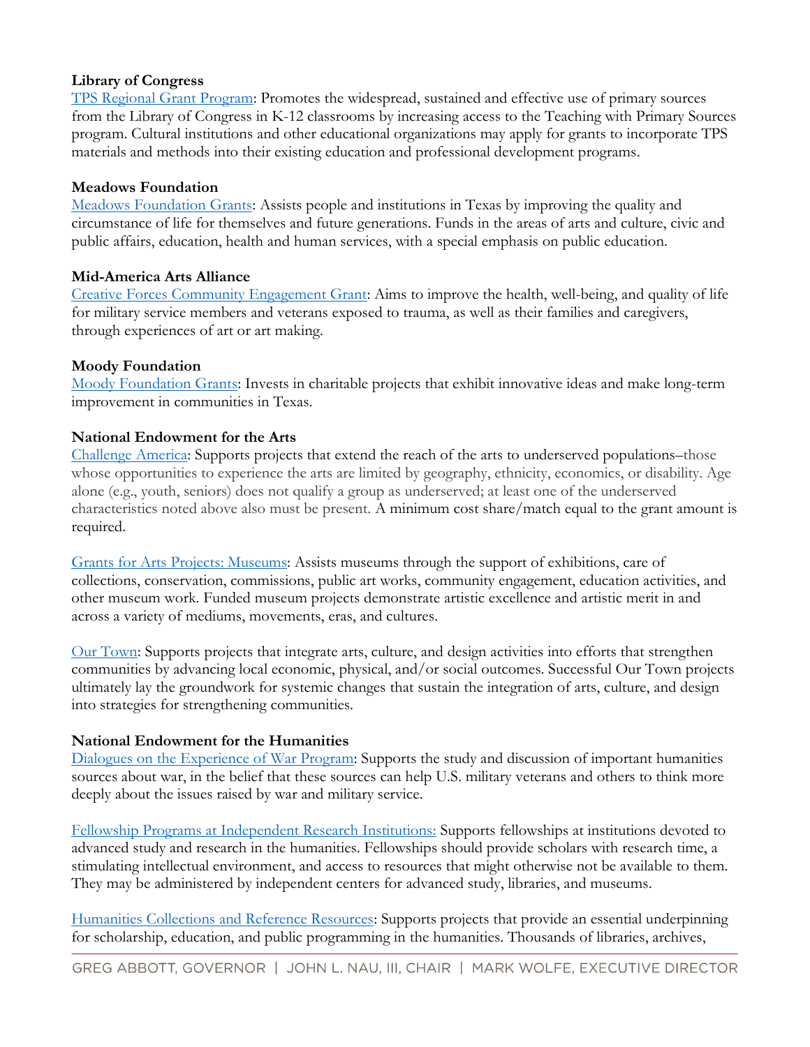**Library of Congress**
TPS Regional Grant Program: Promotes the widespread, sustained and effective use of primary sources from the Library of Congress in K-12 classrooms by increasing access to the Teaching with Primary Sources program. Cultural institutions and other educational organizations may apply for grants to incorporate TPS materials and methods into their existing education and professional development programs.

**Meadows Foundation**
Meadows Foundation Grants: Assists people and institutions in Texas by improving the quality and circumstance of life for themselves and future generations. Funds in the areas of arts and culture, civic and public affairs, education, health and human services, with a special emphasis on public education.

**Mid-America Arts Alliance**
Creative Forces Community Engagement Grant: Aims to improve the health, well-being, and quality of life for military service members and veterans exposed to trauma, as well as their families and caregivers, through experiences of art or art making.

**Moody Foundation**
Moody Foundation Grants: Invests in charitable projects that exhibit innovative ideas and make long-term improvement in communities in Texas.

**National Endowment for the Arts**
Challenge America: Supports projects that extend the reach of the arts to underserved populations–those whose opportunities to experience the arts are limited by geography, ethnicity, economics, or disability. Age alone (e.g., youth, seniors) does not qualify a group as underserved; at least one of the underserved characteristics noted above also must be present. A minimum cost share/match equal to the grant amount is required.

Grants for Arts Projects: Museums: Assists museums through the support of exhibitions, care of collections, conservation, commissions, public art works, community engagement, education activities, and other museum work. Funded museum projects demonstrate artistic excellence and artistic merit in and across a variety of mediums, movements, eras, and cultures.

Our Town: Supports projects that integrate arts, culture, and design activities into efforts that strengthen communities by advancing local economic, physical, and/or social outcomes. Successful Our Town projects ultimately lay the groundwork for systemic changes that sustain the integration of arts, culture, and design into strategies for strengthening communities.

**National Endowment for the Humanities**
Dialogues on the Experience of War Program: Supports the study and discussion of important humanities sources about war, in the belief that these sources can help U.S. military veterans and others to think more deeply about the issues raised by war and military service.

Fellowship Programs at Independent Research Institutions: Supports fellowships at institutions devoted to advanced study and research in the humanities. Fellowships should provide scholars with research time, a stimulating intellectual environment, and access to resources that might otherwise not be available to them. They may be administered by independent centers for advanced study, libraries, and museums.

Humanities Collections and Reference Resources: Supports projects that provide an essential underpinning for scholarship, education, and public programming in the humanities. Thousands of libraries, archives,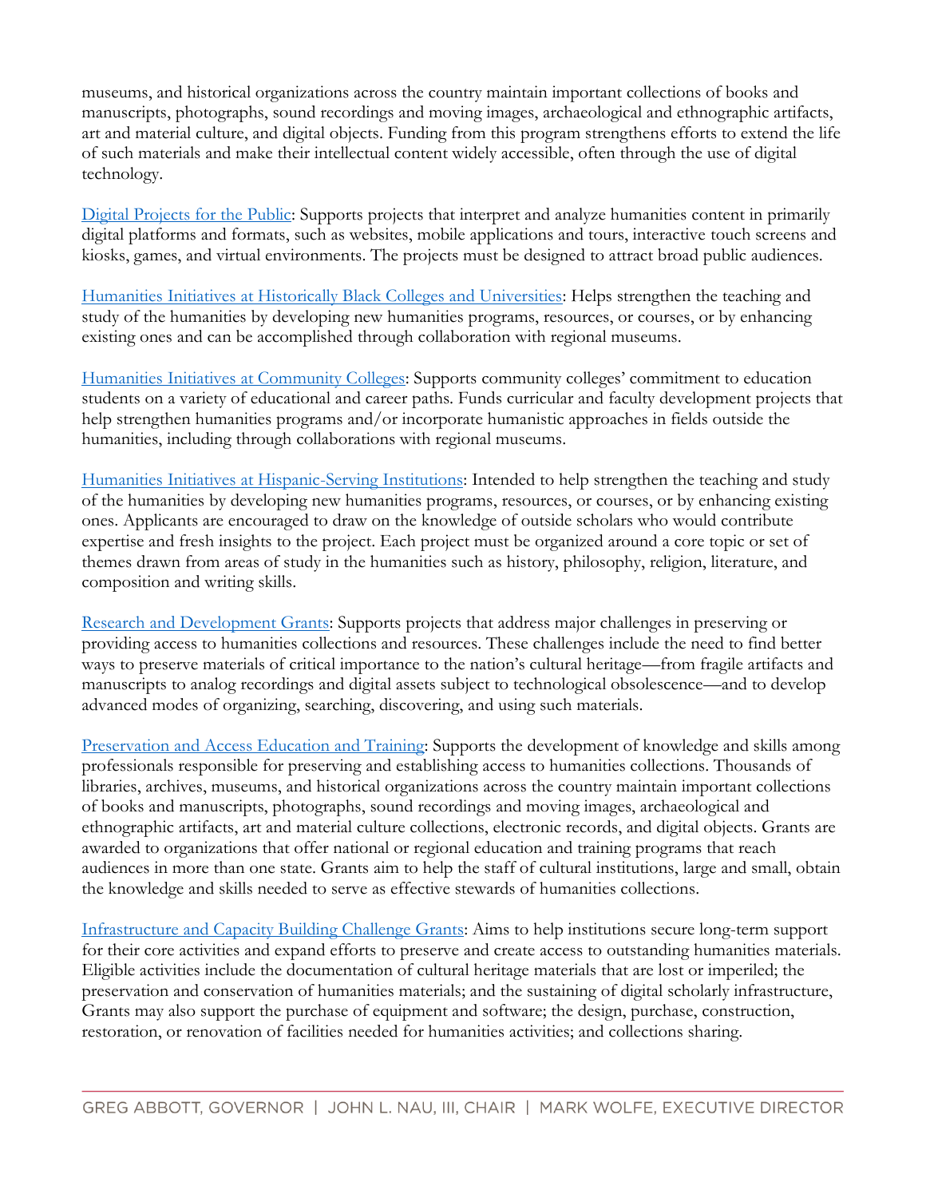museums, and historical organizations across the country maintain important collections of books and manuscripts, photographs, sound recordings and moving images, archaeological and ethnographic artifacts, art and material culture, and digital objects. Funding from this program strengthens efforts to extend the life of such materials and make their intellectual content widely accessible, often through the use of digital technology.

Digital Projects for the Public: Supports projects that interpret and analyze humanities content in primarily digital platforms and formats, such as websites, mobile applications and tours, interactive touch screens and kiosks, games, and virtual environments. The projects must be designed to attract broad public audiences.

Humanities Initiatives at Historically Black Colleges and Universities: Helps strengthen the teaching and study of the humanities by developing new humanities programs, resources, or courses, or by enhancing existing ones and can be accomplished through collaboration with regional museums.

Humanities Initiatives at Community Colleges: Supports community colleges' commitment to education students on a variety of educational and career paths. Funds curricular and faculty development projects that help strengthen humanities programs and/or incorporate humanistic approaches in fields outside the humanities, including through collaborations with regional museums.

Humanities Initiatives at Hispanic-Serving Institutions: Intended to help strengthen the teaching and study of the humanities by developing new humanities programs, resources, or courses, or by enhancing existing ones. Applicants are encouraged to draw on the knowledge of outside scholars who would contribute expertise and fresh insights to the project. Each project must be organized around a core topic or set of themes drawn from areas of study in the humanities such as history, philosophy, religion, literature, and composition and writing skills.

Research and Development Grants: Supports projects that address major challenges in preserving or providing access to humanities collections and resources. These challenges include the need to find better ways to preserve materials of critical importance to the nation's cultural heritage—from fragile artifacts and manuscripts to analog recordings and digital assets subject to technological obsolescence—and to develop advanced modes of organizing, searching, discovering, and using such materials.

Preservation and Access Education and Training: Supports the development of knowledge and skills among professionals responsible for preserving and establishing access to humanities collections. Thousands of libraries, archives, museums, and historical organizations across the country maintain important collections of books and manuscripts, photographs, sound recordings and moving images, archaeological and ethnographic artifacts, art and material culture collections, electronic records, and digital objects. Grants are awarded to organizations that offer national or regional education and training programs that reach audiences in more than one state. Grants aim to help the staff of cultural institutions, large and small, obtain the knowledge and skills needed to serve as effective stewards of humanities collections.

Infrastructure and Capacity Building Challenge Grants: Aims to help institutions secure long-term support for their core activities and expand efforts to preserve and create access to outstanding humanities materials. Eligible activities include the documentation of cultural heritage materials that are lost or imperiled; the preservation and conservation of humanities materials; and the sustaining of digital scholarly infrastructure, Grants may also support the purchase of equipment and software; the design, purchase, construction, restoration, or renovation of facilities needed for humanities activities; and collections sharing.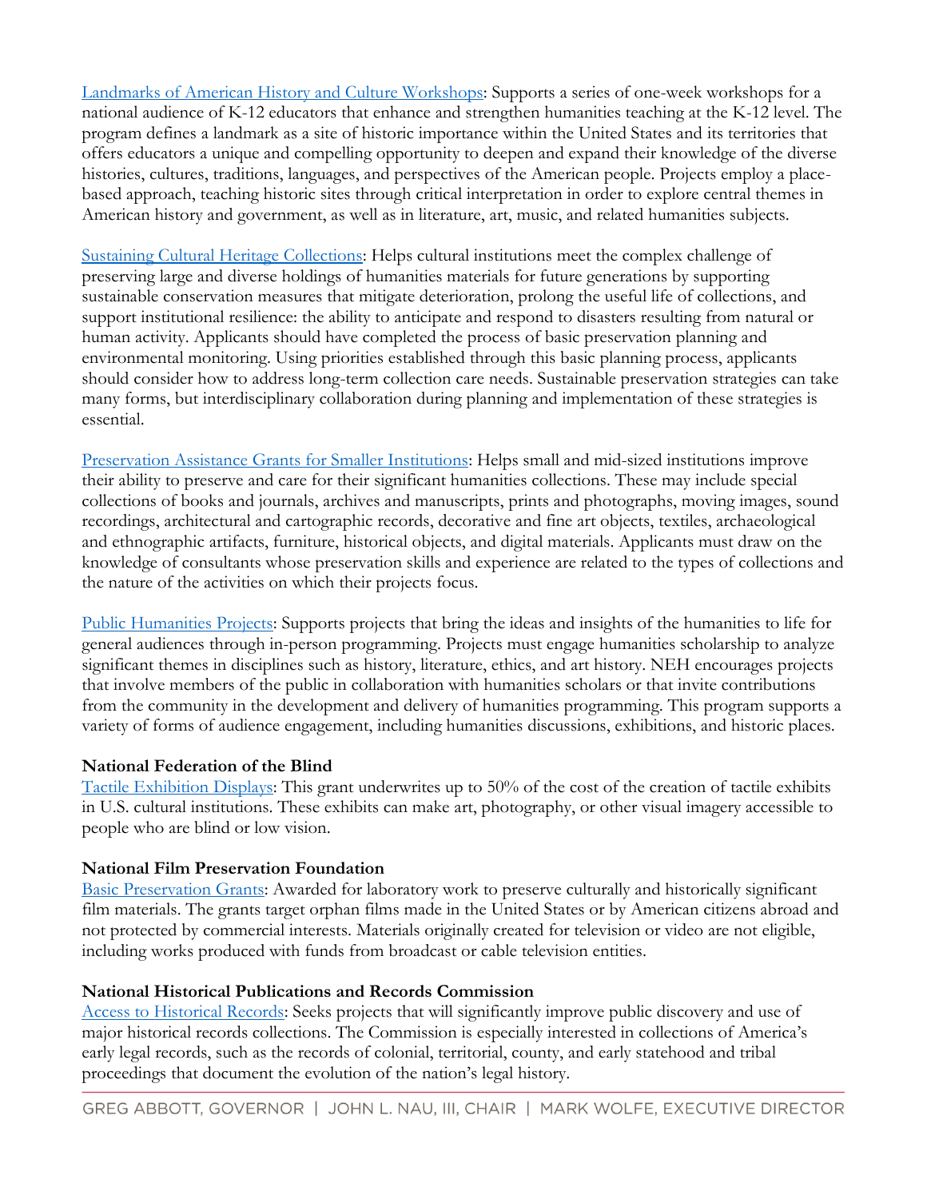Landmarks of American History and Culture Workshops: Supports a series of one-week workshops for a national audience of K-12 educators that enhance and strengthen humanities teaching at the K-12 level. The program defines a landmark as a site of historic importance within the United States and its territories that offers educators a unique and compelling opportunity to deepen and expand their knowledge of the diverse histories, cultures, traditions, languages, and perspectives of the American people. Projects employ a place-based approach, teaching historic sites through critical interpretation in order to explore central themes in American history and government, as well as in literature, art, music, and related humanities subjects.

Sustaining Cultural Heritage Collections: Helps cultural institutions meet the complex challenge of preserving large and diverse holdings of humanities materials for future generations by supporting sustainable conservation measures that mitigate deterioration, prolong the useful life of collections, and support institutional resilience: the ability to anticipate and respond to disasters resulting from natural or human activity. Applicants should have completed the process of basic preservation planning and environmental monitoring. Using priorities established through this basic planning process, applicants should consider how to address long-term collection care needs. Sustainable preservation strategies can take many forms, but interdisciplinary collaboration during planning and implementation of these strategies is essential.

Preservation Assistance Grants for Smaller Institutions: Helps small and mid-sized institutions improve their ability to preserve and care for their significant humanities collections. These may include special collections of books and journals, archives and manuscripts, prints and photographs, moving images, sound recordings, architectural and cartographic records, decorative and fine art objects, textiles, archaeological and ethnographic artifacts, furniture, historical objects, and digital materials. Applicants must draw on the knowledge of consultants whose preservation skills and experience are related to the types of collections and the nature of the activities on which their projects focus.

Public Humanities Projects: Supports projects that bring the ideas and insights of the humanities to life for general audiences through in-person programming. Projects must engage humanities scholarship to analyze significant themes in disciplines such as history, literature, ethics, and art history. NEH encourages projects that involve members of the public in collaboration with humanities scholars or that invite contributions from the community in the development and delivery of humanities programming. This program supports a variety of forms of audience engagement, including humanities discussions, exhibitions, and historic places.

**National Federation of the Blind**

Tactile Exhibition Displays: This grant underwrites up to 50% of the cost of the creation of tactile exhibits in U.S. cultural institutions. These exhibits can make art, photography, or other visual imagery accessible to people who are blind or low vision.

**National Film Preservation Foundation**

Basic Preservation Grants: Awarded for laboratory work to preserve culturally and historically significant film materials. The grants target orphan films made in the United States or by American citizens abroad and not protected by commercial interests. Materials originally created for television or video are not eligible, including works produced with funds from broadcast or cable television entities.

**National Historical Publications and Records Commission**

Access to Historical Records: Seeks projects that will significantly improve public discovery and use of major historical records collections. The Commission is especially interested in collections of America's early legal records, such as the records of colonial, territorial, county, and early statehood and tribal proceedings that document the evolution of the nation's legal history.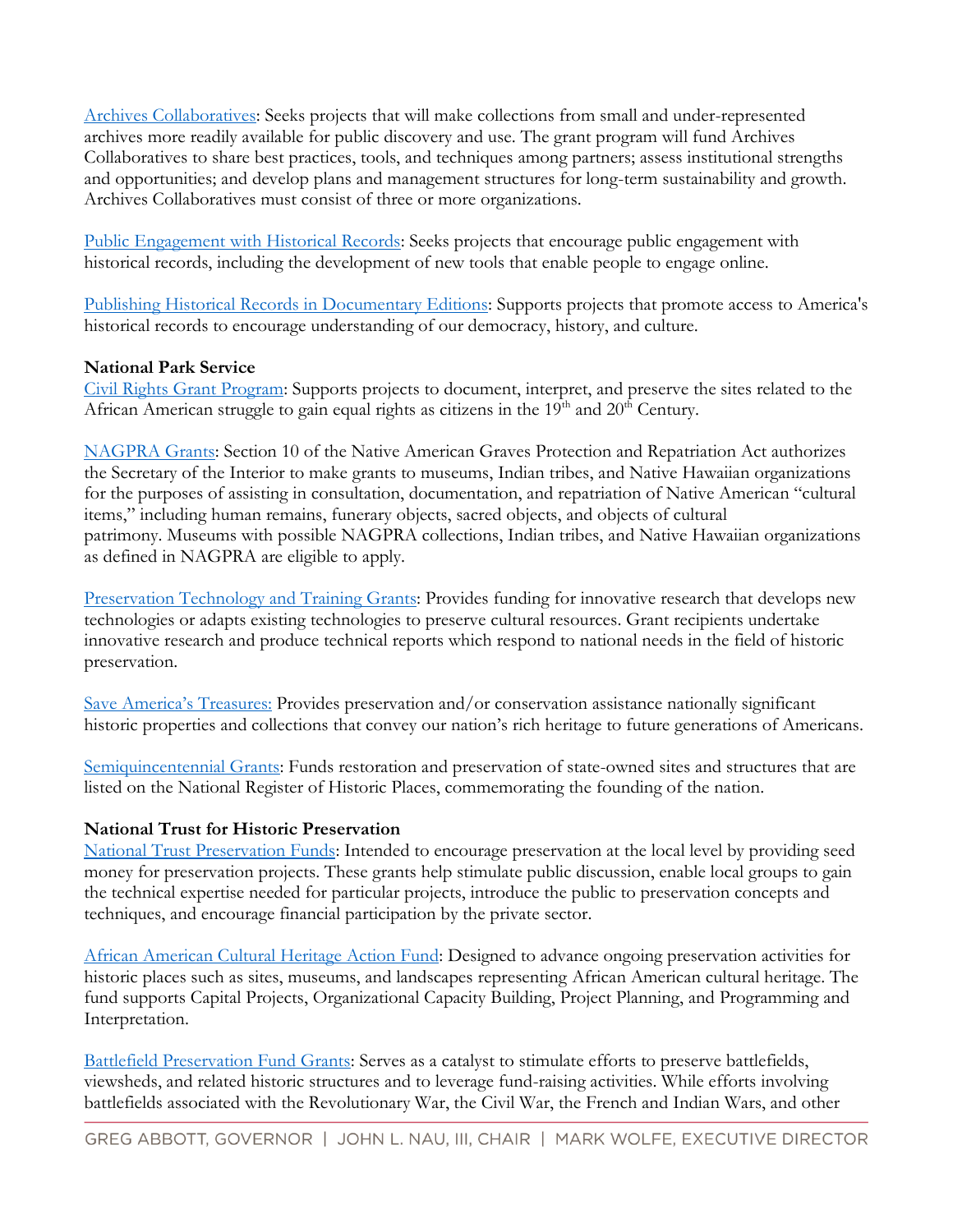Archives Collaboratives: Seeks projects that will make collections from small and under-represented archives more readily available for public discovery and use. The grant program will fund Archives Collaboratives to share best practices, tools, and techniques among partners; assess institutional strengths and opportunities; and develop plans and management structures for long-term sustainability and growth. Archives Collaboratives must consist of three or more organizations.

Public Engagement with Historical Records: Seeks projects that encourage public engagement with historical records, including the development of new tools that enable people to engage online.

Publishing Historical Records in Documentary Editions: Supports projects that promote access to America's historical records to encourage understanding of our democracy, history, and culture.

**National Park Service**

Civil Rights Grant Program: Supports projects to document, interpret, and preserve the sites related to the African American struggle to gain equal rights as citizens in the 19th and 20th Century.

NAGPRA Grants: Section 10 of the Native American Graves Protection and Repatriation Act authorizes the Secretary of the Interior to make grants to museums, Indian tribes, and Native Hawaiian organizations for the purposes of assisting in consultation, documentation, and repatriation of Native American "cultural items," including human remains, funerary objects, sacred objects, and objects of cultural patrimony. Museums with possible NAGPRA collections, Indian tribes, and Native Hawaiian organizations as defined in NAGPRA are eligible to apply.

Preservation Technology and Training Grants: Provides funding for innovative research that develops new technologies or adapts existing technologies to preserve cultural resources. Grant recipients undertake innovative research and produce technical reports which respond to national needs in the field of historic preservation.

Save America's Treasures: Provides preservation and/or conservation assistance nationally significant historic properties and collections that convey our nation's rich heritage to future generations of Americans.

Semiquincentennial Grants: Funds restoration and preservation of state-owned sites and structures that are listed on the National Register of Historic Places, commemorating the founding of the nation.

**National Trust for Historic Preservation**

National Trust Preservation Funds: Intended to encourage preservation at the local level by providing seed money for preservation projects. These grants help stimulate public discussion, enable local groups to gain the technical expertise needed for particular projects, introduce the public to preservation concepts and techniques, and encourage financial participation by the private sector.

African American Cultural Heritage Action Fund: Designed to advance ongoing preservation activities for historic places such as sites, museums, and landscapes representing African American cultural heritage. The fund supports Capital Projects, Organizational Capacity Building, Project Planning, and Programming and Interpretation.

Battlefield Preservation Fund Grants: Serves as a catalyst to stimulate efforts to preserve battlefields, viewsheds, and related historic structures and to leverage fund-raising activities. While efforts involving battlefields associated with the Revolutionary War, the Civil War, the French and Indian Wars, and other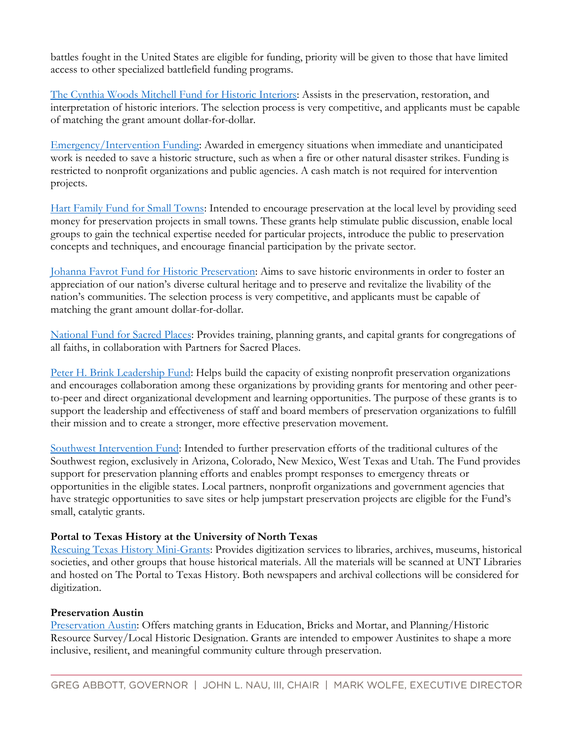battles fought in the United States are eligible for funding, priority will be given to those that have limited access to other specialized battlefield funding programs.

The Cynthia Woods Mitchell Fund for Historic Interiors: Assists in the preservation, restoration, and interpretation of historic interiors. The selection process is very competitive, and applicants must be capable of matching the grant amount dollar-for-dollar.

Emergency/Intervention Funding: Awarded in emergency situations when immediate and unanticipated work is needed to save a historic structure, such as when a fire or other natural disaster strikes. Funding is restricted to nonprofit organizations and public agencies. A cash match is not required for intervention projects.

Hart Family Fund for Small Towns: Intended to encourage preservation at the local level by providing seed money for preservation projects in small towns. These grants help stimulate public discussion, enable local groups to gain the technical expertise needed for particular projects, introduce the public to preservation concepts and techniques, and encourage financial participation by the private sector.

Johanna Favrot Fund for Historic Preservation: Aims to save historic environments in order to foster an appreciation of our nation's diverse cultural heritage and to preserve and revitalize the livability of the nation's communities. The selection process is very competitive, and applicants must be capable of matching the grant amount dollar-for-dollar.

National Fund for Sacred Places: Provides training, planning grants, and capital grants for congregations of all faiths, in collaboration with Partners for Sacred Places.

Peter H. Brink Leadership Fund: Helps build the capacity of existing nonprofit preservation organizations and encourages collaboration among these organizations by providing grants for mentoring and other peer-to-peer and direct organizational development and learning opportunities. The purpose of these grants is to support the leadership and effectiveness of staff and board members of preservation organizations to fulfill their mission and to create a stronger, more effective preservation movement.

Southwest Intervention Fund: Intended to further preservation efforts of the traditional cultures of the Southwest region, exclusively in Arizona, Colorado, New Mexico, West Texas and Utah. The Fund provides support for preservation planning efforts and enables prompt responses to emergency threats or opportunities in the eligible states. Local partners, nonprofit organizations and government agencies that have strategic opportunities to save sites or help jumpstart preservation projects are eligible for the Fund's small, catalytic grants.

**Portal to Texas History at the University of North Texas**

Rescuing Texas History Mini-Grants: Provides digitization services to libraries, archives, museums, historical societies, and other groups that house historical materials. All the materials will be scanned at UNT Libraries and hosted on The Portal to Texas History. Both newspapers and archival collections will be considered for digitization.

**Preservation Austin**

Preservation Austin: Offers matching grants in Education, Bricks and Mortar, and Planning/Historic Resource Survey/Local Historic Designation. Grants are intended to empower Austinites to shape a more inclusive, resilient, and meaningful community culture through preservation.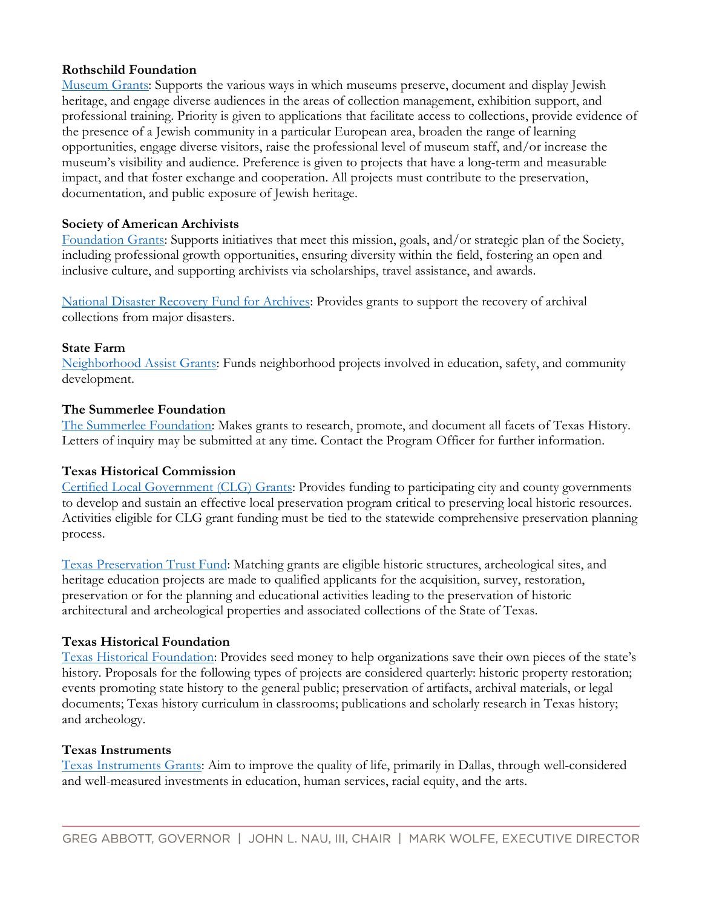**Rothschild Foundation**

Museum Grants: Supports the various ways in which museums preserve, document and display Jewish heritage, and engage diverse audiences in the areas of collection management, exhibition support, and professional training. Priority is given to applications that facilitate access to collections, provide evidence of the presence of a Jewish community in a particular European area, broaden the range of learning opportunities, engage diverse visitors, raise the professional level of museum staff, and/or increase the museum's visibility and audience. Preference is given to projects that have a long-term and measurable impact, and that foster exchange and cooperation. All projects must contribute to the preservation, documentation, and public exposure of Jewish heritage.

**Society of American Archivists**

Foundation Grants: Supports initiatives that meet this mission, goals, and/or strategic plan of the Society, including professional growth opportunities, ensuring diversity within the field, fostering an open and inclusive culture, and supporting archivists via scholarships, travel assistance, and awards.

National Disaster Recovery Fund for Archives: Provides grants to support the recovery of archival collections from major disasters.

**State Farm**

Neighborhood Assist Grants: Funds neighborhood projects involved in education, safety, and community development.

**The Summerlee Foundation**

The Summerlee Foundation: Makes grants to research, promote, and document all facets of Texas History. Letters of inquiry may be submitted at any time. Contact the Program Officer for further information.

**Texas Historical Commission**

Certified Local Government (CLG) Grants: Provides funding to participating city and county governments to develop and sustain an effective local preservation program critical to preserving local historic resources. Activities eligible for CLG grant funding must be tied to the statewide comprehensive preservation planning process.

Texas Preservation Trust Fund: Matching grants are eligible historic structures, archeological sites, and heritage education projects are made to qualified applicants for the acquisition, survey, restoration, preservation or for the planning and educational activities leading to the preservation of historic architectural and archeological properties and associated collections of the State of Texas.

**Texas Historical Foundation**

Texas Historical Foundation: Provides seed money to help organizations save their own pieces of the state's history. Proposals for the following types of projects are considered quarterly: historic property restoration; events promoting state history to the general public; preservation of artifacts, archival materials, or legal documents; Texas history curriculum in classrooms; publications and scholarly research in Texas history; and archeology.

**Texas Instruments**

Texas Instruments Grants: Aim to improve the quality of life, primarily in Dallas, through well-considered and well-measured investments in education, human services, racial equity, and the arts.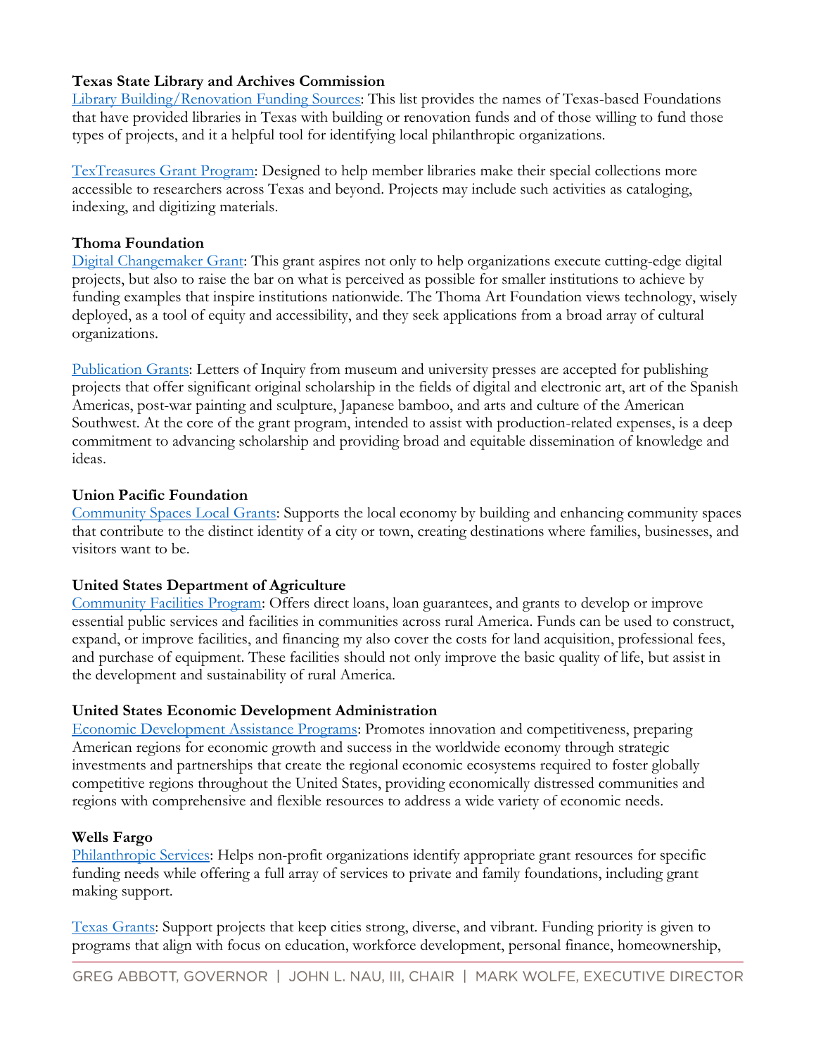**Texas State Library and Archives Commission**
Library Building/Renovation Funding Sources: This list provides the names of Texas-based Foundations that have provided libraries in Texas with building or renovation funds and of those willing to fund those types of projects, and it a helpful tool for identifying local philanthropic organizations.

TexTreasures Grant Program: Designed to help member libraries make their special collections more accessible to researchers across Texas and beyond. Projects may include such activities as cataloging, indexing, and digitizing materials.

**Thoma Foundation**
Digital Changemaker Grant: This grant aspires not only to help organizations execute cutting-edge digital projects, but also to raise the bar on what is perceived as possible for smaller institutions to achieve by funding examples that inspire institutions nationwide. The Thoma Art Foundation views technology, wisely deployed, as a tool of equity and accessibility, and they seek applications from a broad array of cultural organizations.

Publication Grants: Letters of Inquiry from museum and university presses are accepted for publishing projects that offer significant original scholarship in the fields of digital and electronic art, art of the Spanish Americas, post-war painting and sculpture, Japanese bamboo, and arts and culture of the American Southwest. At the core of the grant program, intended to assist with production-related expenses, is a deep commitment to advancing scholarship and providing broad and equitable dissemination of knowledge and ideas.

**Union Pacific Foundation**
Community Spaces Local Grants: Supports the local economy by building and enhancing community spaces that contribute to the distinct identity of a city or town, creating destinations where families, businesses, and visitors want to be.

**United States Department of Agriculture**
Community Facilities Program: Offers direct loans, loan guarantees, and grants to develop or improve essential public services and facilities in communities across rural America. Funds can be used to construct, expand, or improve facilities, and financing my also cover the costs for land acquisition, professional fees, and purchase of equipment. These facilities should not only improve the basic quality of life, but assist in the development and sustainability of rural America.

**United States Economic Development Administration**
Economic Development Assistance Programs: Promotes innovation and competitiveness, preparing American regions for economic growth and success in the worldwide economy through strategic investments and partnerships that create the regional economic ecosystems required to foster globally competitive regions throughout the United States, providing economically distressed communities and regions with comprehensive and flexible resources to address a wide variety of economic needs.

**Wells Fargo**
Philanthropic Services: Helps non-profit organizations identify appropriate grant resources for specific funding needs while offering a full array of services to private and family foundations, including grant making support.

Texas Grants: Support projects that keep cities strong, diverse, and vibrant. Funding priority is given to programs that align with focus on education, workforce development, personal finance, homeownership,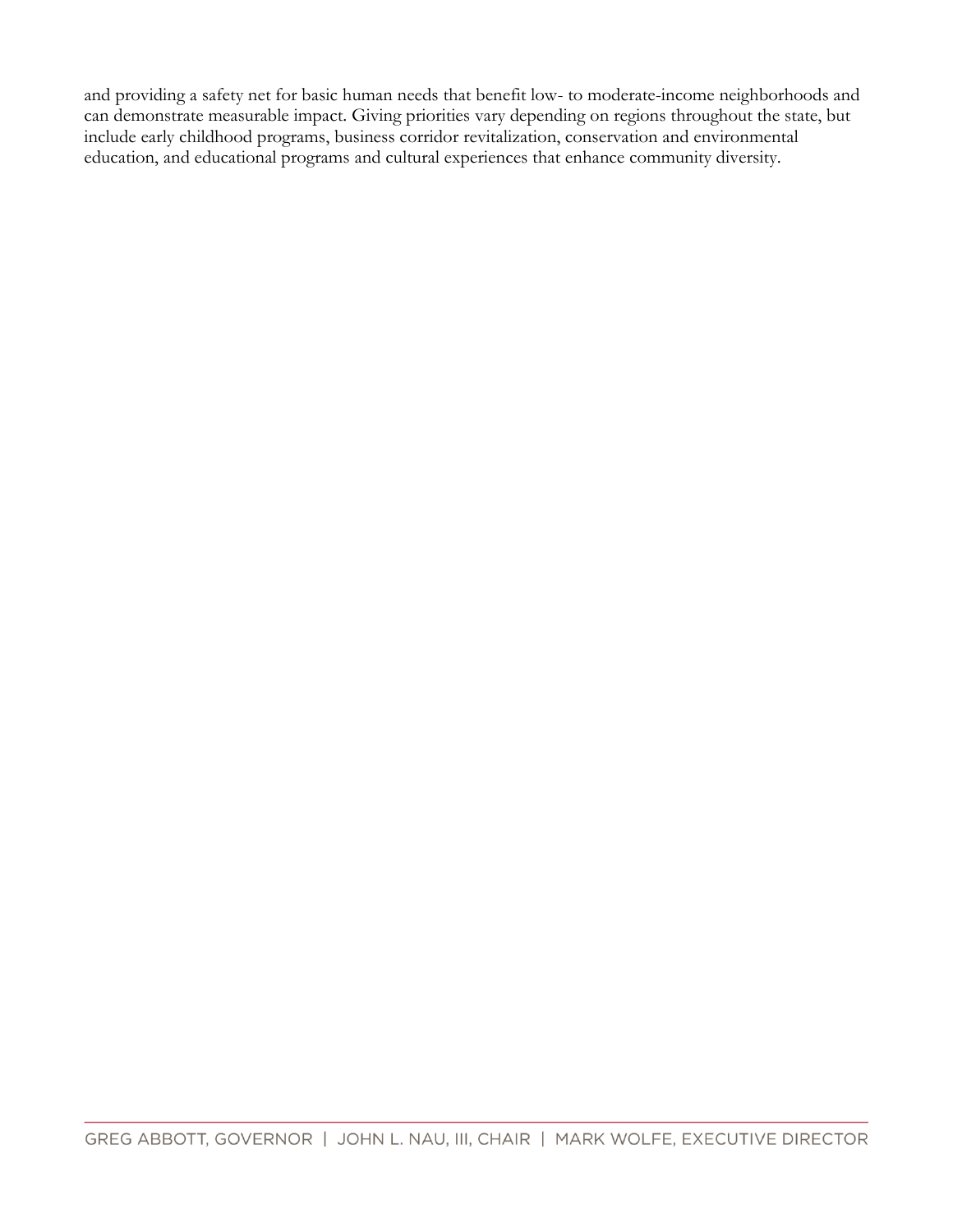and providing a safety net for basic human needs that benefit low- to moderate-income neighborhoods and can demonstrate measurable impact. Giving priorities vary depending on regions throughout the state, but include early childhood programs, business corridor revitalization, conservation and environmental education, and educational programs and cultural experiences that enhance community diversity.